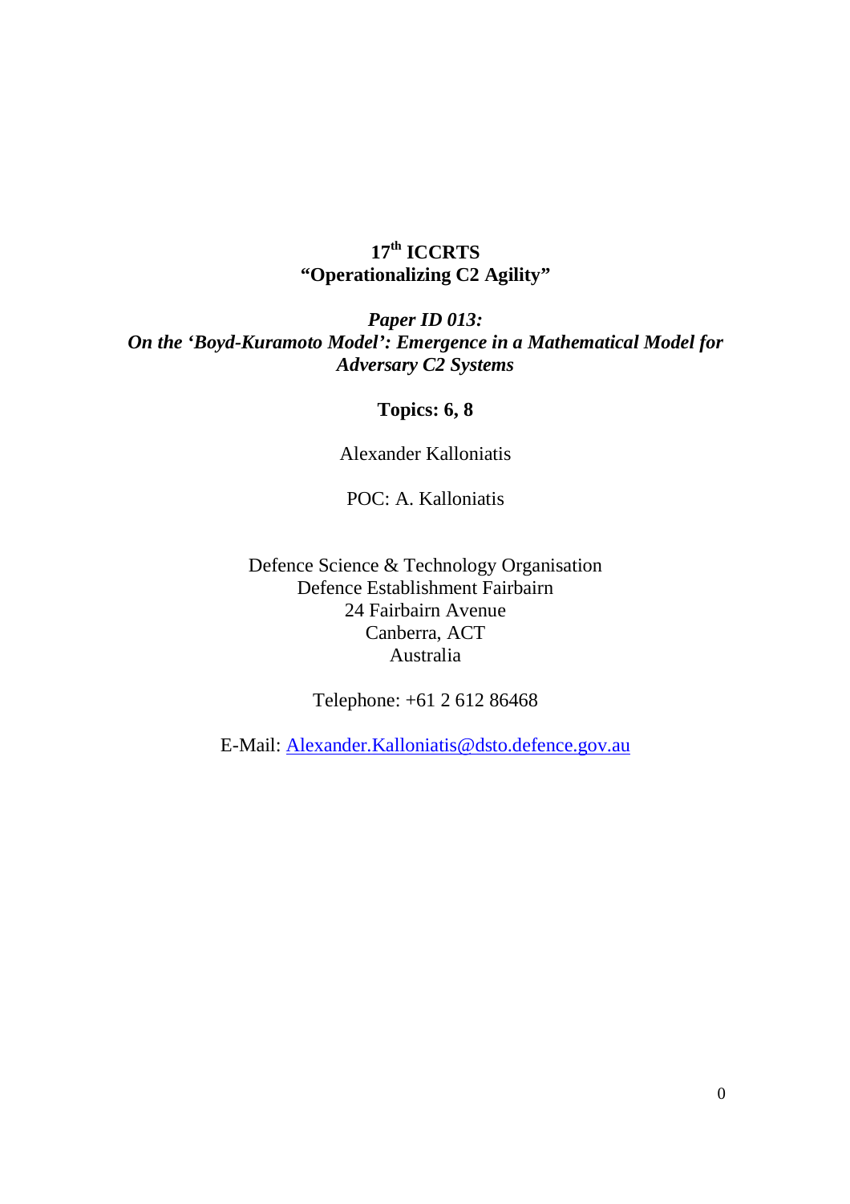**17th ICCRTS**
**"Operationalizing C2 Agility"**

***Paper ID 013:***
***On the 'Boyd-Kuramoto Model': Emergence in a Mathematical Model for Adversary C2 Systems***

**Topics: 6, 8**

Alexander Kalloniatis

POC: A. Kalloniatis

Defence Science & Technology Organisation
Defence Establishment Fairbairn
24 Fairbairn Avenue
Canberra, ACT
Australia

Telephone: +61 2 612 86468

E-Mail: Alexander.Kalloniatis@dsto.defence.gov.au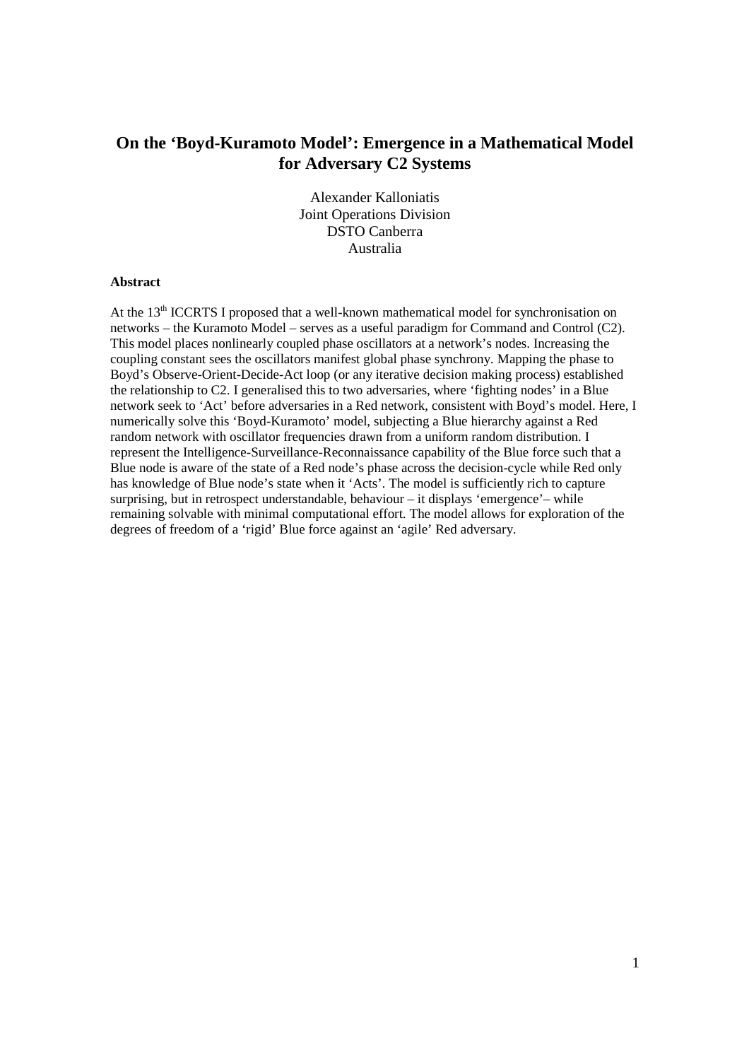# On the 'Boyd-Kuramoto Model': Emergence in a Mathematical Model for Adversary C2 Systems

Alexander Kalloniatis
Joint Operations Division
DSTO Canberra
Australia

**Abstract**

At the 13[th] ICCRTS I proposed that a well-known mathematical model for synchronisation on networks – the Kuramoto Model – serves as a useful paradigm for Command and Control (C2). This model places nonlinearly coupled phase oscillators at a network's nodes. Increasing the coupling constant sees the oscillators manifest global phase synchrony. Mapping the phase to Boyd's Observe-Orient-Decide-Act loop (or any iterative decision making process) established the relationship to C2. I generalised this to two adversaries, where 'fighting nodes' in a Blue network seek to 'Act' before adversaries in a Red network, consistent with Boyd's model. Here, I numerically solve this 'Boyd-Kuramoto' model, subjecting a Blue hierarchy against a Red random network with oscillator frequencies drawn from a uniform random distribution. I represent the Intelligence-Surveillance-Reconnaissance capability of the Blue force such that a Blue node is aware of the state of a Red node's phase across the decision-cycle while Red only has knowledge of Blue node's state when it 'Acts'. The model is sufficiently rich to capture surprising, but in retrospect understandable, behaviour – it displays 'emergence'– while remaining solvable with minimal computational effort. The model allows for exploration of the degrees of freedom of a 'rigid' Blue force against an 'agile' Red adversary.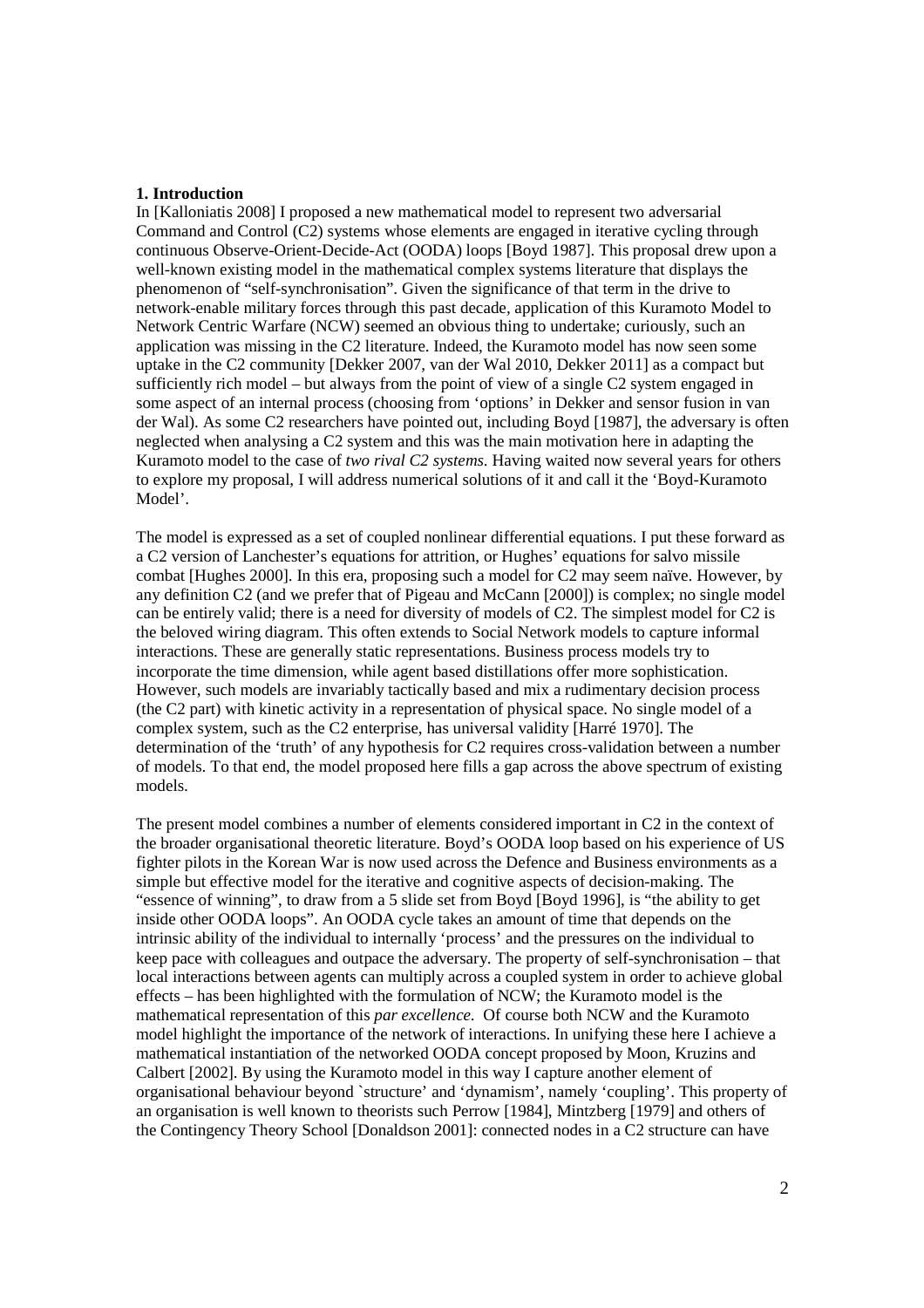## 1. Introduction

In [Kalloniatis 2008] I proposed a new mathematical model to represent two adversarial Command and Control (C2) systems whose elements are engaged in iterative cycling through continuous Observe-Orient-Decide-Act (OODA) loops [Boyd 1987]. This proposal drew upon a well-known existing model in the mathematical complex systems literature that displays the phenomenon of "self-synchronisation". Given the significance of that term in the drive to network-enable military forces through this past decade, application of this Kuramoto Model to Network Centric Warfare (NCW) seemed an obvious thing to undertake; curiously, such an application was missing in the C2 literature. Indeed, the Kuramoto model has now seen some uptake in the C2 community [Dekker 2007, van der Wal 2010, Dekker 2011] as a compact but sufficiently rich model – but always from the point of view of a single C2 system engaged in some aspect of an internal process (choosing from 'options' in Dekker and sensor fusion in van der Wal). As some C2 researchers have pointed out, including Boyd [1987], the adversary is often neglected when analysing a C2 system and this was the main motivation here in adapting the Kuramoto model to the case of *two rival C2 systems*. Having waited now several years for others to explore my proposal, I will address numerical solutions of it and call it the 'Boyd-Kuramoto Model'.

The model is expressed as a set of coupled nonlinear differential equations. I put these forward as a C2 version of Lanchester's equations for attrition, or Hughes' equations for salvo missile combat [Hughes 2000]. In this era, proposing such a model for C2 may seem naïve. However, by any definition C2 (and we prefer that of Pigeau and McCann [2000]) is complex; no single model can be entirely valid; there is a need for diversity of models of C2. The simplest model for C2 is the beloved wiring diagram. This often extends to Social Network models to capture informal interactions. These are generally static representations. Business process models try to incorporate the time dimension, while agent based distillations offer more sophistication. However, such models are invariably tactically based and mix a rudimentary decision process (the C2 part) with kinetic activity in a representation of physical space. No single model of a complex system, such as the C2 enterprise, has universal validity [Harré 1970]. The determination of the 'truth' of any hypothesis for C2 requires cross-validation between a number of models. To that end, the model proposed here fills a gap across the above spectrum of existing models.

The present model combines a number of elements considered important in C2 in the context of the broader organisational theoretic literature. Boyd's OODA loop based on his experience of US fighter pilots in the Korean War is now used across the Defence and Business environments as a simple but effective model for the iterative and cognitive aspects of decision-making. The "essence of winning", to draw from a 5 slide set from Boyd [Boyd 1996], is "the ability to get inside other OODA loops". An OODA cycle takes an amount of time that depends on the intrinsic ability of the individual to internally 'process' and the pressures on the individual to keep pace with colleagues and outpace the adversary. The property of self-synchronisation – that local interactions between agents can multiply across a coupled system in order to achieve global effects – has been highlighted with the formulation of NCW; the Kuramoto model is the mathematical representation of this *par excellence*. Of course both NCW and the Kuramoto model highlight the importance of the network of interactions. In unifying these here I achieve a mathematical instantiation of the networked OODA concept proposed by Moon, Kruzins and Calbert [2002]. By using the Kuramoto model in this way I capture another element of organisational behaviour beyond `structure' and 'dynamism', namely 'coupling'. This property of an organisation is well known to theorists such Perrow [1984], Mintzberg [1979] and others of the Contingency Theory School [Donaldson 2001]: connected nodes in a C2 structure can have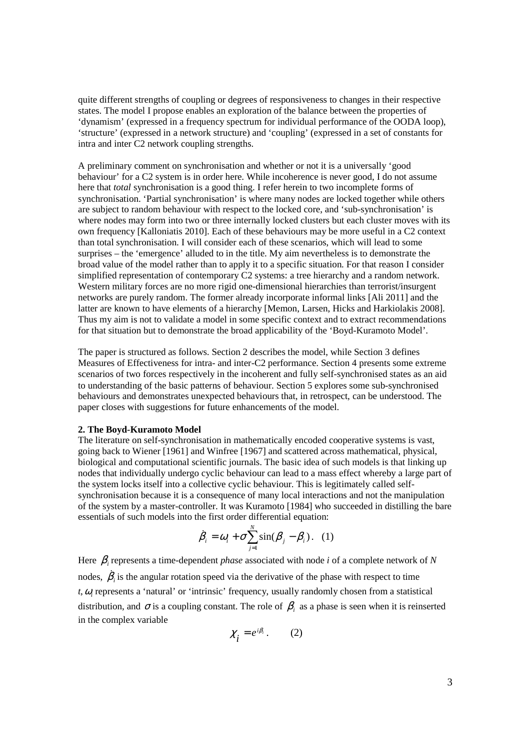quite different strengths of coupling or degrees of responsiveness to changes in their respective states. The model I propose enables an exploration of the balance between the properties of 'dynamism' (expressed in a frequency spectrum for individual performance of the OODA loop), 'structure' (expressed in a network structure) and 'coupling' (expressed in a set of constants for intra and inter C2 network coupling strengths.

A preliminary comment on synchronisation and whether or not it is a universally 'good behaviour' for a C2 system is in order here. While incoherence is never good, I do not assume here that *total* synchronisation is a good thing. I refer herein to two incomplete forms of synchronisation. 'Partial synchronisation' is where many nodes are locked together while others are subject to random behaviour with respect to the locked core, and 'sub-synchronisation' is where nodes may form into two or three internally locked clusters but each cluster moves with its own frequency [Kalloniatis 2010]. Each of these behaviours may be more useful in a C2 context than total synchronisation. I will consider each of these scenarios, which will lead to some surprises – the 'emergence' alluded to in the title. My aim nevertheless is to demonstrate the broad value of the model rather than to apply it to a specific situation. For that reason I consider simplified representation of contemporary C2 systems: a tree hierarchy and a random network. Western military forces are no more rigid one-dimensional hierarchies than terrorist/insurgent networks are purely random. The former already incorporate informal links [Ali 2011] and the latter are known to have elements of a hierarchy [Memon, Larsen, Hicks and Harkiolakis 2008]. Thus my aim is not to validate a model in some specific context and to extract recommendations for that situation but to demonstrate the broad applicability of the 'Boyd-Kuramoto Model'.

The paper is structured as follows. Section 2 describes the model, while Section 3 defines Measures of Effectiveness for intra- and inter-C2 performance. Section 4 presents some extreme scenarios of two forces respectively in the incoherent and fully self-synchronised states as an aid to understanding of the basic patterns of behaviour. Section 5 explores some sub-synchronised behaviours and demonstrates unexpected behaviours that, in retrospect, can be understood. The paper closes with suggestions for future enhancements of the model.

## 2. The Boyd-Kuramoto Model

The literature on self-synchronisation in mathematically encoded cooperative systems is vast, going back to Wiener [1961] and Winfree [1967] and scattered across mathematical, physical, biological and computational scientific journals. The basic idea of such models is that linking up nodes that individually undergo cyclic behaviour can lead to a mass effect whereby a large part of the system locks itself into a collective cyclic behaviour. This is legitimately called self-synchronisation because it is a consequence of many local interactions and not the manipulation of the system by a master-controller. It was Kuramoto [1984] who succeeded in distilling the bare essentials of such models into the first order differential equation:

$$\dot{\beta}_i = \omega_i + \sigma \sum_{j=1}^{N} \sin(\beta_j - \beta_i). \quad (1)$$

Here $\beta_i$ represents a time-dependent *phase* associated with node *i* of a complete network of *N* nodes, $\dot{\beta}_i$ is the angular rotation speed via the derivative of the phase with respect to time $t$, $\omega_i$ represents a 'natural' or 'intrinsic' frequency, usually randomly chosen from a statistical distribution, and $\sigma$ is a coupling constant. The role of $\beta_i$ as a phase is seen when it is reinserted in the complex variable

$$\chi_i = e^{i\beta_i}. \qquad (2)$$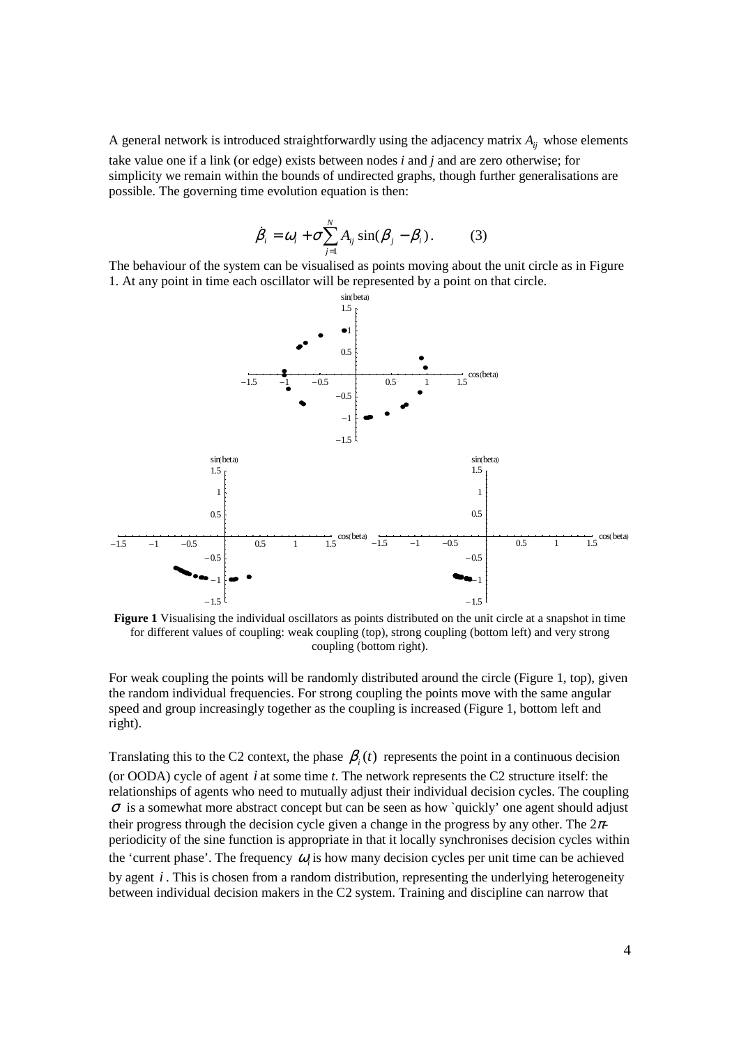A general network is introduced straightforwardly using the adjacency matrix $A_{ij}$ whose elements take value one if a link (or edge) exists between nodes *i* and *j* and are zero otherwise; for simplicity we remain within the bounds of undirected graphs, though further generalisations are possible. The governing time evolution equation is then:

$$\dot{\beta}_i = \omega_i + \sigma \sum_{j=1}^{N} A_{ij} \sin(\beta_j - \beta_i). \qquad (3)$$

The behaviour of the system can be visualised as points moving about the unit circle as in Figure 1. At any point in time each oscillator will be represented by a point on that circle.

**Figure 1** Visualising the individual oscillators as points distributed on the unit circle at a snapshot in time for different values of coupling: weak coupling (top), strong coupling (bottom left) and very strong coupling (bottom right).

For weak coupling the points will be randomly distributed around the circle (Figure 1, top), given the random individual frequencies. For strong coupling the points move with the same angular speed and group increasingly together as the coupling is increased (Figure 1, bottom left and right).

Translating this to the C2 context, the phase $\beta_i(t)$ represents the point in a continuous decision (or OODA) cycle of agent $i$ at some time *t*. The network represents the C2 structure itself: the relationships of agents who need to mutually adjust their individual decision cycles. The coupling $\sigma$ is a somewhat more abstract concept but can be seen as how `quickly' one agent should adjust their progress through the decision cycle given a change in the progress by any other. The $2\pi$-periodicity of the sine function is appropriate in that it locally synchronises decision cycles within the 'current phase'. The frequency $\omega_i$ is how many decision cycles per unit time can be achieved by agent $i$. This is chosen from a random distribution, representing the underlying heterogeneity between individual decision makers in the C2 system. Training and discipline can narrow that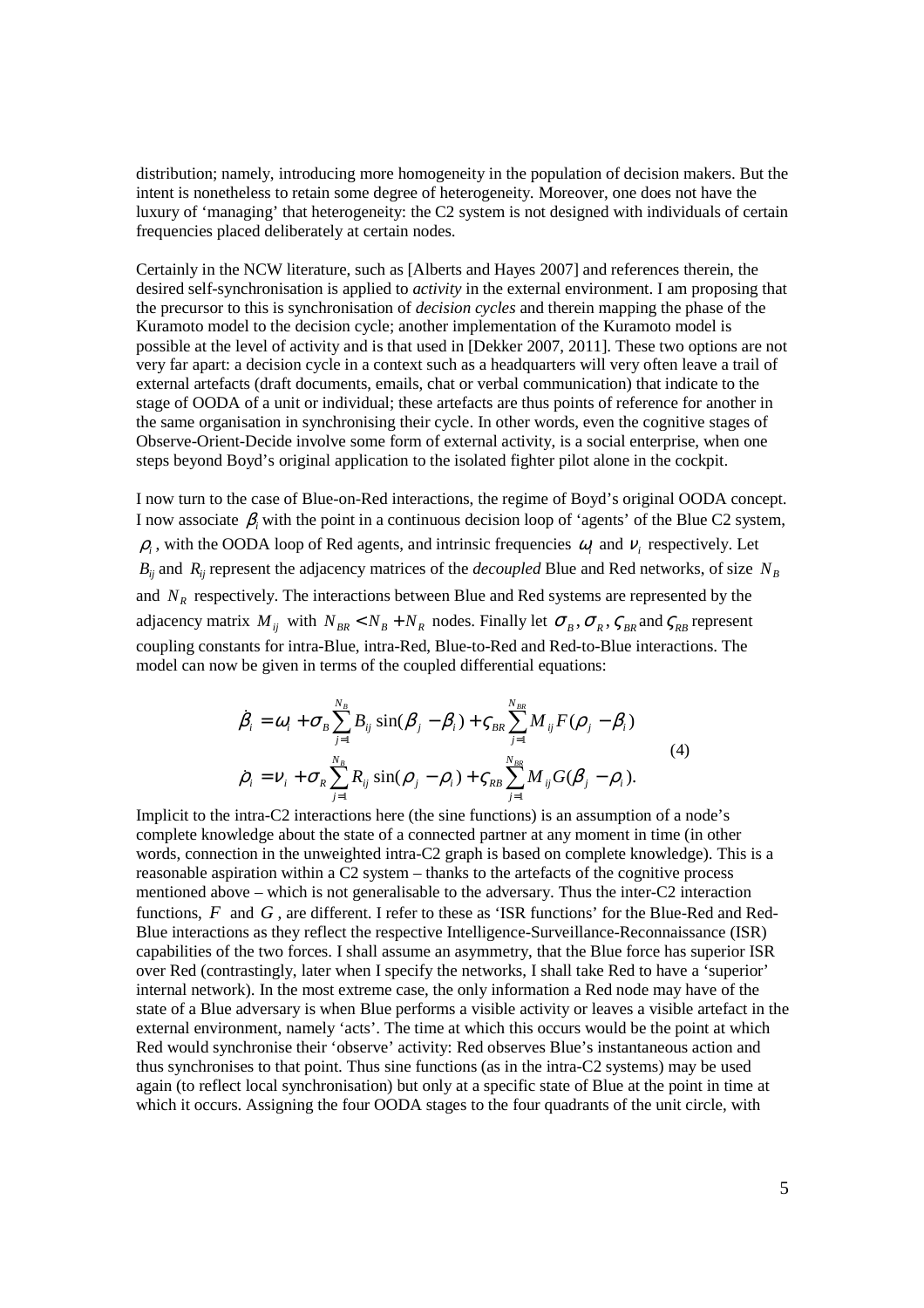distribution; namely, introducing more homogeneity in the population of decision makers. But the intent is nonetheless to retain some degree of heterogeneity. Moreover, one does not have the luxury of 'managing' that heterogeneity: the C2 system is not designed with individuals of certain frequencies placed deliberately at certain nodes.

Certainly in the NCW literature, such as [Alberts and Hayes 2007] and references therein, the desired self-synchronisation is applied to *activity* in the external environment. I am proposing that the precursor to this is synchronisation of *decision cycles* and therein mapping the phase of the Kuramoto model to the decision cycle; another implementation of the Kuramoto model is possible at the level of activity and is that used in [Dekker 2007, 2011]. These two options are not very far apart: a decision cycle in a context such as a headquarters will very often leave a trail of external artefacts (draft documents, emails, chat or verbal communication) that indicate to the stage of OODA of a unit or individual; these artefacts are thus points of reference for another in the same organisation in synchronising their cycle. In other words, even the cognitive stages of Observe-Orient-Decide involve some form of external activity, is a social enterprise, when one steps beyond Boyd's original application to the isolated fighter pilot alone in the cockpit.

I now turn to the case of Blue-on-Red interactions, the regime of Boyd's original OODA concept. I now associate $\beta_i$ with the point in a continuous decision loop of 'agents' of the Blue C2 system, $\rho_i$, with the OODA loop of Red agents, and intrinsic frequencies $\omega_i$ and $\nu_i$ respectively. Let $B_{ij}$ and $R_{ij}$ represent the adjacency matrices of the *decoupled* Blue and Red networks, of size $N_B$ and $N_R$ respectively. The interactions between Blue and Red systems are represented by the adjacency matrix $M_{ij}$ with $N_{BR} < N_B + N_R$ nodes. Finally let $\sigma_B, \sigma_R, \varsigma_{BR}$ and $\varsigma_{RB}$ represent coupling constants for intra-Blue, intra-Red, Blue-to-Red and Red-to-Blue interactions. The model can now be given in terms of the coupled differential equations:

$$
\begin{aligned}
\dot{\beta}_i &= \omega_i + \sigma_B \sum_{j=1}^{N_B} B_{ij} \sin(\beta_j - \beta_i) + \varsigma_{BR} \sum_{j=1}^{N_{BR}} M_{ij} F(\rho_j - \beta_i) \\
\dot{\rho}_i &= \nu_i + \sigma_R \sum_{j=1}^{N_B} R_{ij} \sin(\rho_j - \rho_i) + \varsigma_{RB} \sum_{j=1}^{N_{BR}} M_{ij} G(\beta_j - \rho_i).
\end{aligned}
\tag{4}
$$

Implicit to the intra-C2 interactions here (the sine functions) is an assumption of a node's complete knowledge about the state of a connected partner at any moment in time (in other words, connection in the unweighted intra-C2 graph is based on complete knowledge). This is a reasonable aspiration within a C2 system – thanks to the artefacts of the cognitive process mentioned above – which is not generalisable to the adversary. Thus the inter-C2 interaction functions, $F$ and $G$, are different. I refer to these as 'ISR functions' for the Blue-Red and Red-Blue interactions as they reflect the respective Intelligence-Surveillance-Reconnaissance (ISR) capabilities of the two forces. I shall assume an asymmetry, that the Blue force has superior ISR over Red (contrastingly, later when I specify the networks, I shall take Red to have a 'superior' internal network). In the most extreme case, the only information a Red node may have of the state of a Blue adversary is when Blue performs a visible activity or leaves a visible artefact in the external environment, namely 'acts'. The time at which this occurs would be the point at which Red would synchronise their 'observe' activity: Red observes Blue's instantaneous action and thus synchronises to that point. Thus sine functions (as in the intra-C2 systems) may be used again (to reflect local synchronisation) but only at a specific state of Blue at the point in time at which it occurs. Assigning the four OODA stages to the four quadrants of the unit circle, with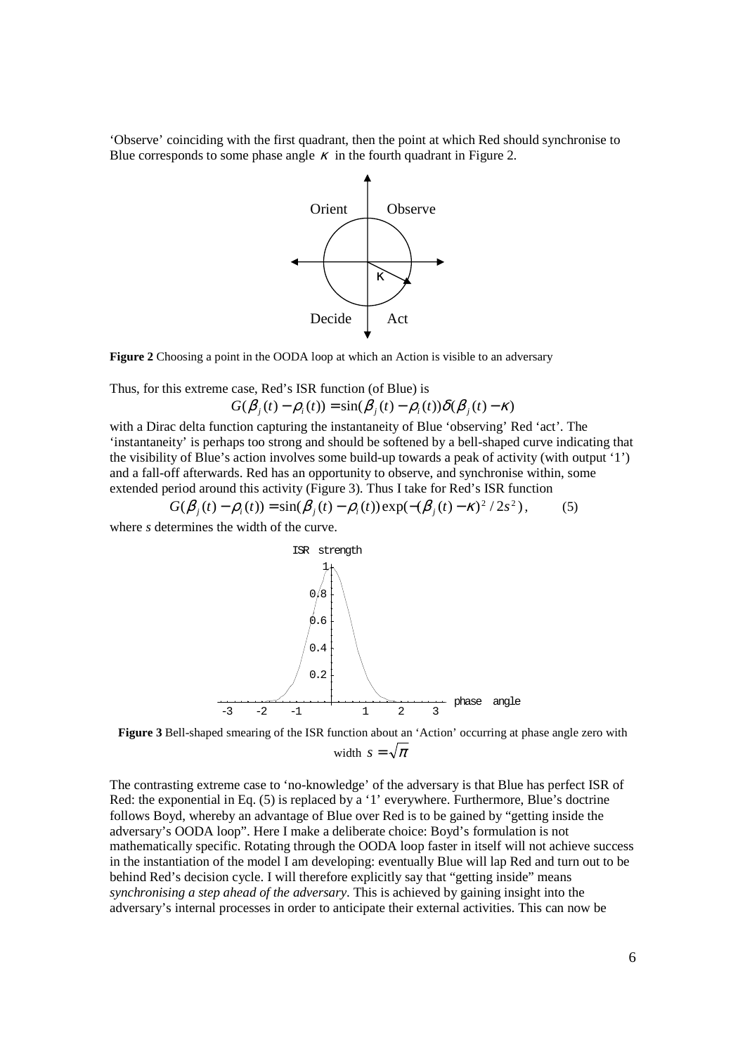'Observe' coinciding with the first quadrant, then the point at which Red should synchronise to Blue corresponds to some phase angle $\kappa$ in the fourth quadrant in Figure 2.

**Figure 2** Choosing a point in the OODA loop at which an Action is visible to an adversary

Thus, for this extreme case, Red's ISR function (of Blue) is

$$G(\beta_j(t) - \rho_i(t)) = \sin(\beta_j(t) - \rho_i(t))\delta(\beta_j(t) - \kappa)$$

with a Dirac delta function capturing the instantaneity of Blue 'observing' Red 'act'. The 'instantaneity' is perhaps too strong and should be softened by a bell-shaped curve indicating that the visibility of Blue's action involves some build-up towards a peak of activity (with output '1') and a fall-off afterwards. Red has an opportunity to observe, and synchronise within, some extended period around this activity (Figure 3). Thus I take for Red's ISR function

$$G(\beta_j(t) - \rho_i(t)) = \sin(\beta_j(t) - \rho_i(t))\exp(-(\beta_j(t) - \kappa)^2 / 2s^2), \qquad (5)$$

where $s$ determines the width of the curve.

**Figure 3** Bell-shaped smearing of the ISR function about an 'Action' occurring at phase angle zero with width $s = \sqrt{\pi}$

The contrasting extreme case to 'no-knowledge' of the adversary is that Blue has perfect ISR of Red: the exponential in Eq. (5) is replaced by a '1' everywhere. Furthermore, Blue's doctrine follows Boyd, whereby an advantage of Blue over Red is to be gained by "getting inside the adversary's OODA loop". Here I make a deliberate choice: Boyd's formulation is not mathematically specific. Rotating through the OODA loop faster in itself will not achieve success in the instantiation of the model I am developing: eventually Blue will lap Red and turn out to be behind Red's decision cycle. I will therefore explicitly say that "getting inside" means *synchronising a step ahead of the adversary*. This is achieved by gaining insight into the adversary's internal processes in order to anticipate their external activities. This can now be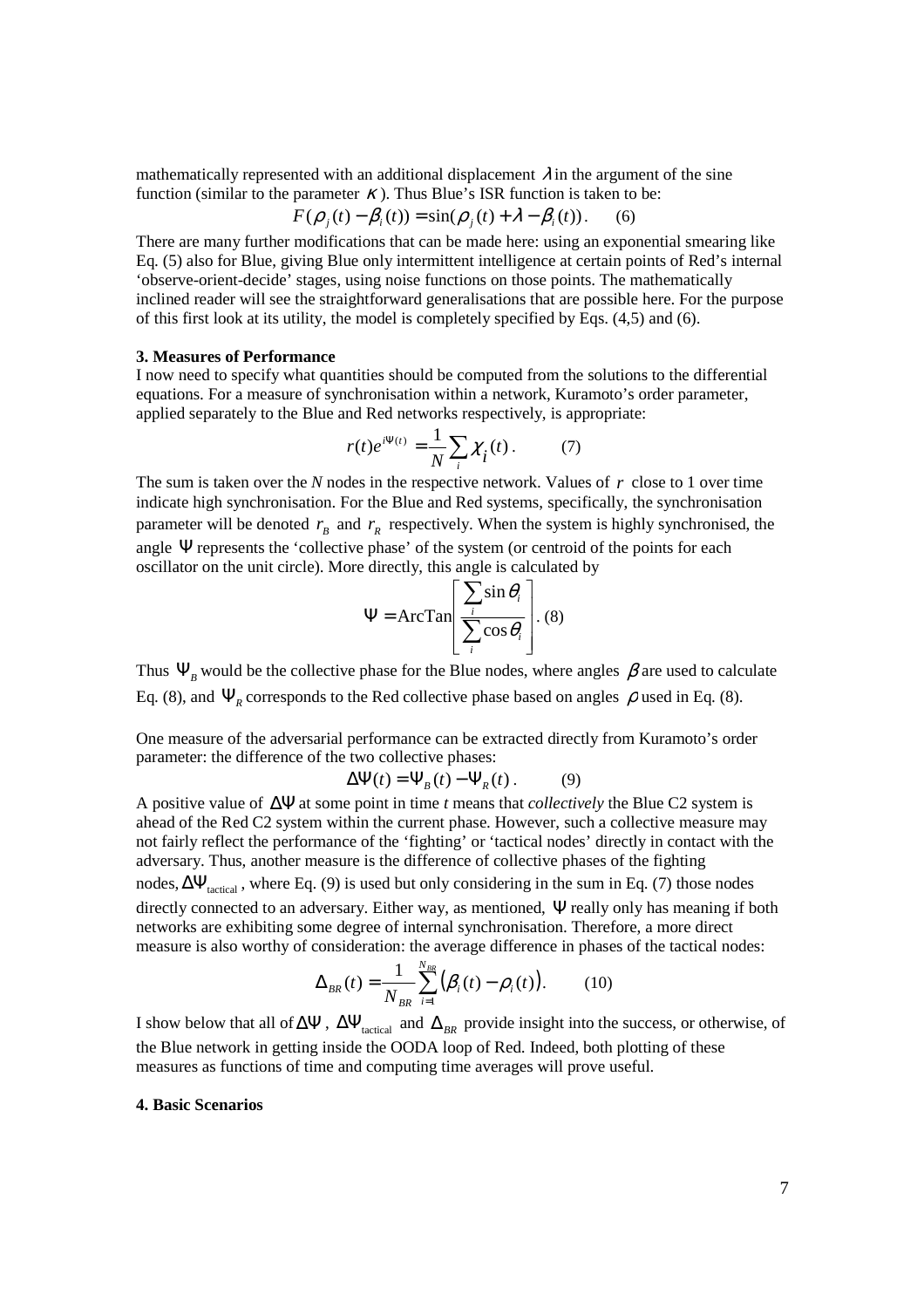mathematically represented with an additional displacement $\lambda$ in the argument of the sine function (similar to the parameter $\kappa$). Thus Blue's ISR function is taken to be:

$$F(\rho_j(t) - \beta_i(t)) = \sin(\rho_j(t) + \lambda - \beta_i(t)). \qquad (6)$$

There are many further modifications that can be made here: using an exponential smearing like Eq. (5) also for Blue, giving Blue only intermittent intelligence at certain points of Red's internal 'observe-orient-decide' stages, using noise functions on those points. The mathematically inclined reader will see the straightforward generalisations that are possible here. For the purpose of this first look at its utility, the model is completely specified by Eqs. (4,5) and (6).

### 3. Measures of Performance

I now need to specify what quantities should be computed from the solutions to the differential equations. For a measure of synchronisation within a network, Kuramoto's order parameter, applied separately to the Blue and Red networks respectively, is appropriate:

$$r(t)e^{i\Psi(t)} = \frac{1}{N}\sum_i \chi_i(t). \qquad (7)$$

The sum is taken over the *N* nodes in the respective network. Values of $r$ close to 1 over time indicate high synchronisation. For the Blue and Red systems, specifically, the synchronisation parameter will be denoted $r_B$ and $r_R$ respectively. When the system is highly synchronised, the angle $\Psi$ represents the 'collective phase' of the system (or centroid of the points for each oscillator on the unit circle). More directly, this angle is calculated by

$$\Psi = \text{ArcTan}\left[\frac{\sum_i \sin\theta_i}{\sum_i \cos\theta_i}\right]. \qquad (8)$$

Thus $\Psi_B$ would be the collective phase for the Blue nodes, where angles $\beta$ are used to calculate Eq. (8), and $\Psi_R$ corresponds to the Red collective phase based on angles $\rho$ used in Eq. (8).

One measure of the adversarial performance can be extracted directly from Kuramoto's order parameter: the difference of the two collective phases:

$$\Delta\Psi(t) = \Psi_B(t) - \Psi_R(t). \qquad (9)$$

A positive value of $\Delta\Psi$ at some point in time *t* means that *collectively* the Blue C2 system is ahead of the Red C2 system within the current phase. However, such a collective measure may not fairly reflect the performance of the 'fighting' or 'tactical nodes' directly in contact with the adversary. Thus, another measure is the difference of collective phases of the fighting nodes, $\Delta\Psi_{\text{tactical}}$, where Eq. (9) is used but only considering in the sum in Eq. (7) those nodes directly connected to an adversary. Either way, as mentioned, $\Psi$ really only has meaning if both networks are exhibiting some degree of internal synchronisation. Therefore, a more direct measure is also worthy of consideration: the average difference in phases of the tactical nodes:

$$\Delta_{BR}(t) = \frac{1}{N_{BR}}\sum_{i=1}^{N_{BR}}\left(\beta_i(t) - \rho_i(t)\right). \qquad (10)$$

I show below that all of $\Delta\Psi$, $\Delta\Psi_{\text{tactical}}$ and $\Delta_{BR}$ provide insight into the success, or otherwise, of the Blue network in getting inside the OODA loop of Red. Indeed, both plotting of these measures as functions of time and computing time averages will prove useful.

### 4. Basic Scenarios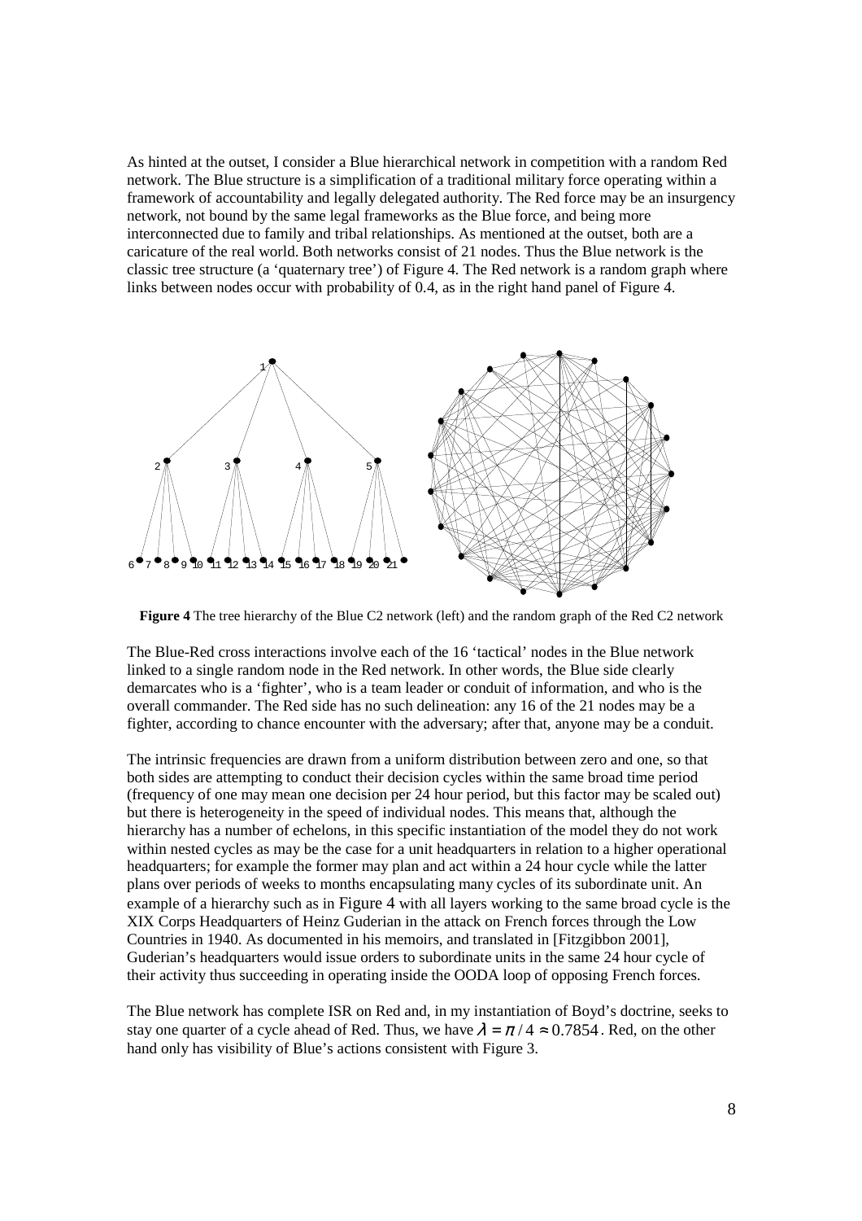As hinted at the outset, I consider a Blue hierarchical network in competition with a random Red network. The Blue structure is a simplification of a traditional military force operating within a framework of accountability and legally delegated authority. The Red force may be an insurgency network, not bound by the same legal frameworks as the Blue force, and being more interconnected due to family and tribal relationships. As mentioned at the outset, both are a caricature of the real world. Both networks consist of 21 nodes. Thus the Blue network is the classic tree structure (a 'quaternary tree') of Figure 4. The Red network is a random graph where links between nodes occur with probability of 0.4, as in the right hand panel of Figure 4.

**Figure 4** The tree hierarchy of the Blue C2 network (left) and the random graph of the Red C2 network

The Blue-Red cross interactions involve each of the 16 'tactical' nodes in the Blue network linked to a single random node in the Red network. In other words, the Blue side clearly demarcates who is a 'fighter', who is a team leader or conduit of information, and who is the overall commander. The Red side has no such delineation: any 16 of the 21 nodes may be a fighter, according to chance encounter with the adversary; after that, anyone may be a conduit.

The intrinsic frequencies are drawn from a uniform distribution between zero and one, so that both sides are attempting to conduct their decision cycles within the same broad time period (frequency of one may mean one decision per 24 hour period, but this factor may be scaled out) but there is heterogeneity in the speed of individual nodes. This means that, although the hierarchy has a number of echelons, in this specific instantiation of the model they do not work within nested cycles as may be the case for a unit headquarters in relation to a higher operational headquarters; for example the former may plan and act within a 24 hour cycle while the latter plans over periods of weeks to months encapsulating many cycles of its subordinate unit. An example of a hierarchy such as in Figure 4 with all layers working to the same broad cycle is the XIX Corps Headquarters of Heinz Guderian in the attack on French forces through the Low Countries in 1940. As documented in his memoirs, and translated in [Fitzgibbon 2001], Guderian's headquarters would issue orders to subordinate units in the same 24 hour cycle of their activity thus succeeding in operating inside the OODA loop of opposing French forces.

The Blue network has complete ISR on Red and, in my instantiation of Boyd's doctrine, seeks to stay one quarter of a cycle ahead of Red. Thus, we have $\lambda = \pi / 4 \approx 0.7854$. Red, on the other hand only has visibility of Blue's actions consistent with Figure 3.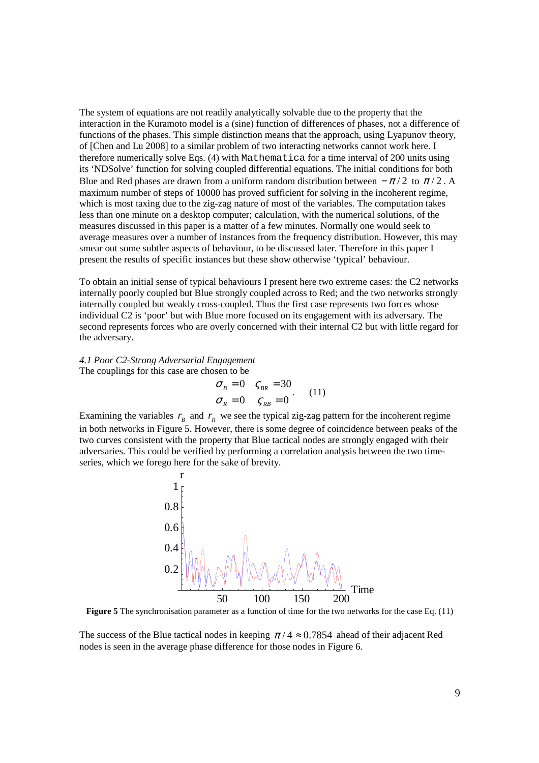The system of equations are not readily analytically solvable due to the property that the interaction in the Kuramoto model is a (sine) function of differences of phases, not a difference of functions of the phases. This simple distinction means that the approach, using Lyapunov theory, of [Chen and Lu 2008] to a similar problem of two interacting networks cannot work here. I therefore numerically solve Eqs. (4) with `Mathematica` for a time interval of 200 units using its 'NDSolve' function for solving coupled differential equations. The initial conditions for both Blue and Red phases are drawn from a uniform random distribution between $-\pi/2$ to $\pi/2$. A maximum number of steps of 10000 has proved sufficient for solving in the incoherent regime, which is most taxing due to the zig-zag nature of most of the variables. The computation takes less than one minute on a desktop computer; calculation, with the numerical solutions, of the measures discussed in this paper is a matter of a few minutes. Normally one would seek to average measures over a number of instances from the frequency distribution. However, this may smear out some subtler aspects of behaviour, to be discussed later. Therefore in this paper I present the results of specific instances but these show otherwise 'typical' behaviour.

To obtain an initial sense of typical behaviours I present here two extreme cases: the C2 networks internally poorly coupled but Blue strongly coupled across to Red; and the two networks strongly internally coupled but weakly cross-coupled. Thus the first case represents two forces whose individual C2 is 'poor' but with Blue more focused on its engagement with its adversary. The second represents forces who are overly concerned with their internal C2 but with little regard for the adversary.

*4.1 Poor C2-Strong Adversarial Engagement*

The couplings for this case are chosen to be

$$\begin{array}{ll} \sigma_B = 0 & \varsigma_{BR} = 30 \\ \sigma_R = 0 & \varsigma_{RB} = 0 \end{array} . \quad (11)$$

Examining the variables $r_B$ and $r_R$ we see the typical zig-zag pattern for the incoherent regime in both networks in Figure 5. However, there is some degree of coincidence between peaks of the two curves consistent with the property that Blue tactical nodes are strongly engaged with their adversaries. This could be verified by performing a correlation analysis between the two time-series, which we forego here for the sake of brevity.

**Figure 5** The synchronisation parameter as a function of time for the two networks for the case Eq. (11)

The success of the Blue tactical nodes in keeping $\pi/4 \approx 0.7854$ ahead of their adjacent Red nodes is seen in the average phase difference for those nodes in Figure 6.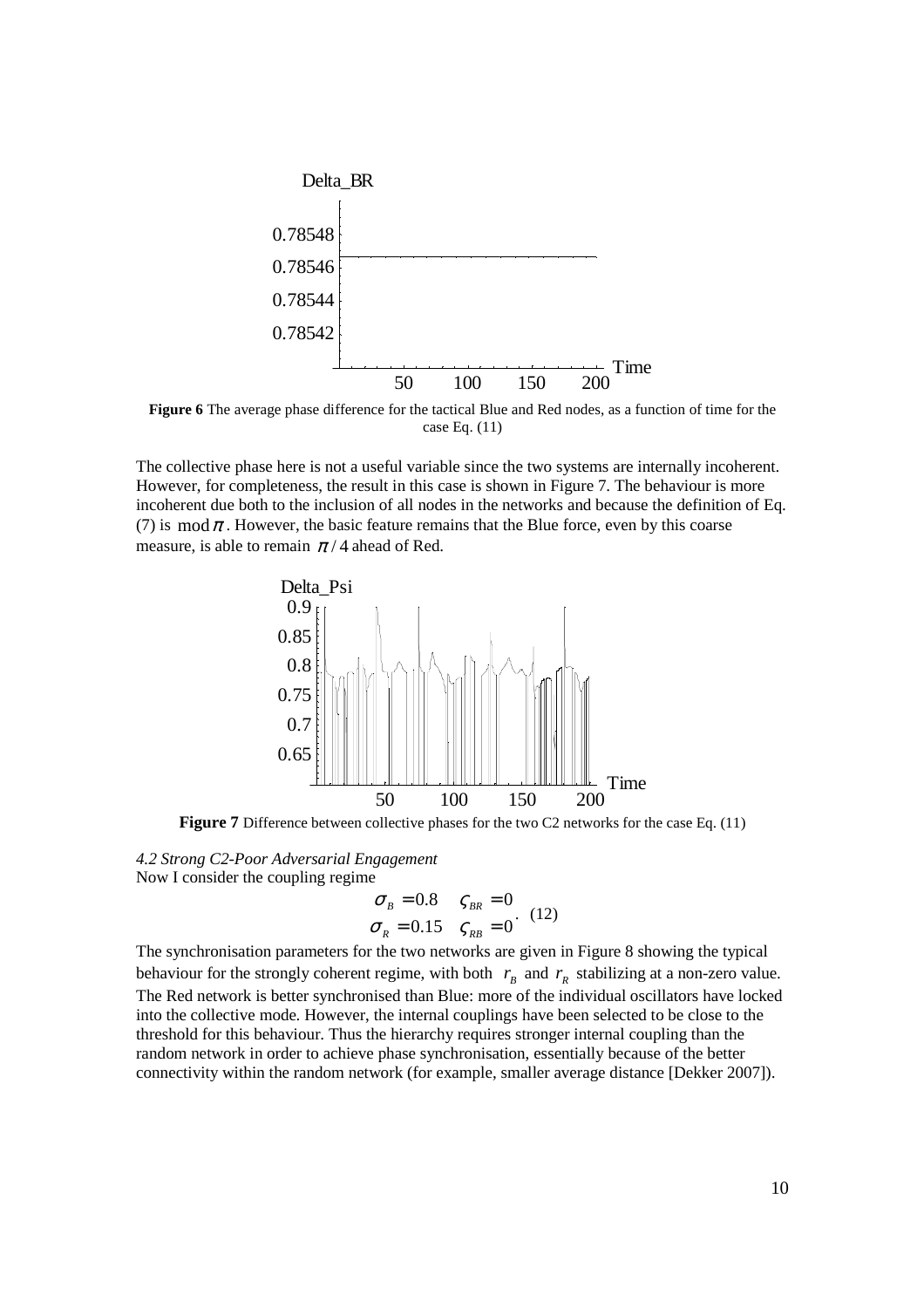**Figure 6** The average phase difference for the tactical Blue and Red nodes, as a function of time for the case Eq. (11)

The collective phase here is not a useful variable since the two systems are internally incoherent. However, for completeness, the result in this case is shown in Figure 7. The behaviour is more incoherent due both to the inclusion of all nodes in the networks and because the definition of Eq. (7) is $\bmod \pi$. However, the basic feature remains that the Blue force, even by this coarse measure, is able to remain $\pi/4$ ahead of Red.

**Figure 7** Difference between collective phases for the two C2 networks for the case Eq. (11)

*4.2 Strong C2-Poor Adversarial Engagement*

Now I consider the coupling regime

$$\begin{array}{ll} \sigma_B = 0.8 & \varsigma_{BR} = 0 \\ \sigma_R = 0.15 & \varsigma_{RB} = 0 \end{array}. \quad (12)$$

The synchronisation parameters for the two networks are given in Figure 8 showing the typical behaviour for the strongly coherent regime, with both $r_B$ and $r_R$ stabilizing at a non-zero value. The Red network is better synchronised than Blue: more of the individual oscillators have locked into the collective mode. However, the internal couplings have been selected to be close to the threshold for this behaviour. Thus the hierarchy requires stronger internal coupling than the random network in order to achieve phase synchronisation, essentially because of the better connectivity within the random network (for example, smaller average distance [Dekker 2007]).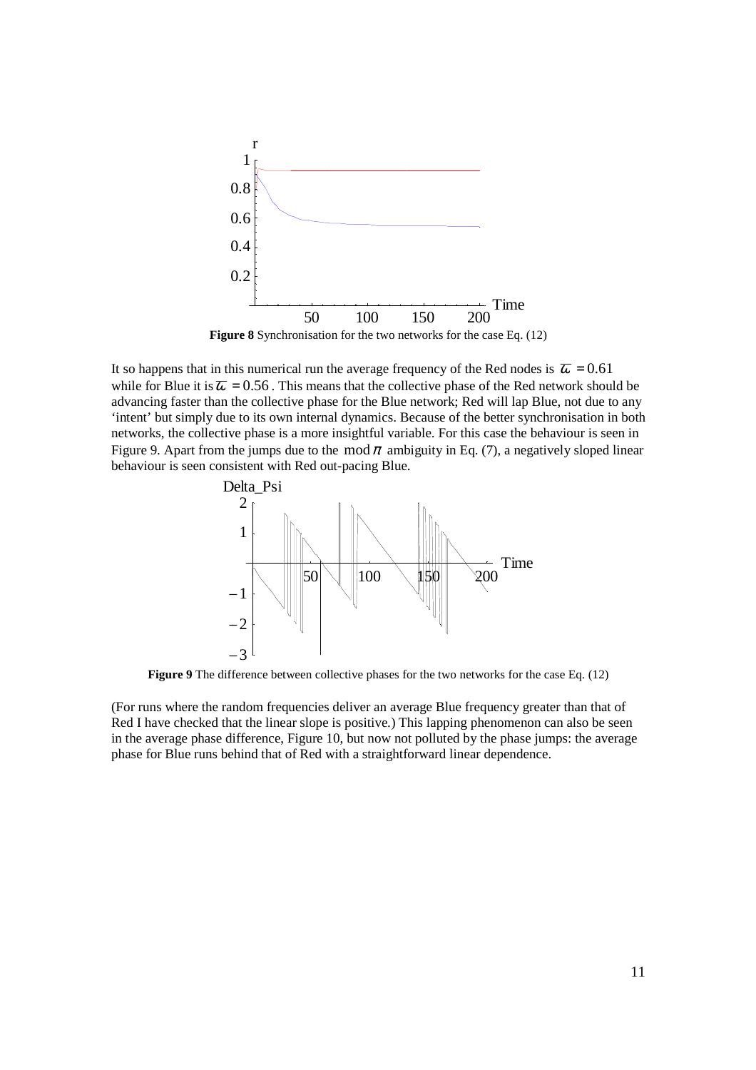**Figure 8** Synchronisation for the two networks for the case Eq. (12)

It so happens that in this numerical run the average frequency of the Red nodes is $\overline{\omega} = 0.61$ while for Blue it is $\overline{\omega} = 0.56$. This means that the collective phase of the Red network should be advancing faster than the collective phase for the Blue network; Red will lap Blue, not due to any 'intent' but simply due to its own internal dynamics. Because of the better synchronisation in both networks, the collective phase is a more insightful variable. For this case the behaviour is seen in Figure 9. Apart from the jumps due to the $\bmod \pi$ ambiguity in Eq. (7), a negatively sloped linear behaviour is seen consistent with Red out-pacing Blue.

**Figure 9** The difference between collective phases for the two networks for the case Eq. (12)

(For runs where the random frequencies deliver an average Blue frequency greater than that of Red I have checked that the linear slope is positive.) This lapping phenomenon can also be seen in the average phase difference, Figure 10, but now not polluted by the phase jumps: the average phase for Blue runs behind that of Red with a straightforward linear dependence.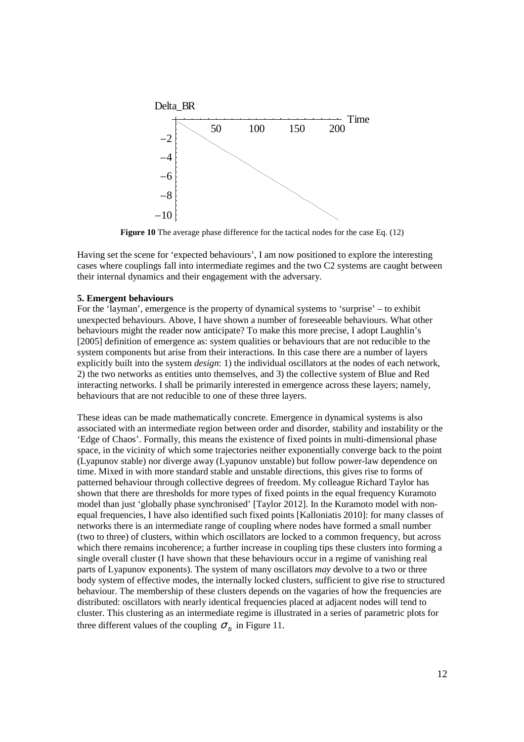**Figure 10** The average phase difference for the tactical nodes for the case Eq. (12)

Having set the scene for 'expected behaviours', I am now positioned to explore the interesting cases where couplings fall into intermediate regimes and the two C2 systems are caught between their internal dynamics and their engagement with the adversary.

**5. Emergent behaviours**

For the 'layman', emergence is the property of dynamical systems to 'surprise' – to exhibit unexpected behaviours. Above, I have shown a number of foreseeable behaviours. What other behaviours might the reader now anticipate? To make this more precise, I adopt Laughlin's [2005] definition of emergence as: system qualities or behaviours that are not reducible to the system components but arise from their interactions. In this case there are a number of layers explicitly built into the system *design*: 1) the individual oscillators at the nodes of each network, 2) the two networks as entities unto themselves, and 3) the collective system of Blue and Red interacting networks. I shall be primarily interested in emergence across these layers; namely, behaviours that are not reducible to one of these three layers.

These ideas can be made mathematically concrete. Emergence in dynamical systems is also associated with an intermediate region between order and disorder, stability and instability or the 'Edge of Chaos'. Formally, this means the existence of fixed points in multi-dimensional phase space, in the vicinity of which some trajectories neither exponentially converge back to the point (Lyapunov stable) nor diverge away (Lyapunov unstable) but follow power-law dependence on time. Mixed in with more standard stable and unstable directions, this gives rise to forms of patterned behaviour through collective degrees of freedom. My colleague Richard Taylor has shown that there are thresholds for more types of fixed points in the equal frequency Kuramoto model than just 'globally phase synchronised' [Taylor 2012]. In the Kuramoto model with non-equal frequencies, I have also identified such fixed points [Kalloniatis 2010]: for many classes of networks there is an intermediate range of coupling where nodes have formed a small number (two to three) of clusters, within which oscillators are locked to a common frequency, but across which there remains incoherence; a further increase in coupling tips these clusters into forming a single overall cluster (I have shown that these behaviours occur in a regime of vanishing real parts of Lyapunov exponents). The system of many oscillators *may* devolve to a two or three body system of effective modes, the internally locked clusters, sufficient to give rise to structured behaviour. The membership of these clusters depends on the vagaries of how the frequencies are distributed: oscillators with nearly identical frequencies placed at adjacent nodes will tend to cluster. This clustering as an intermediate regime is illustrated in a series of parametric plots for three different values of the coupling $\sigma_B$ in Figure 11.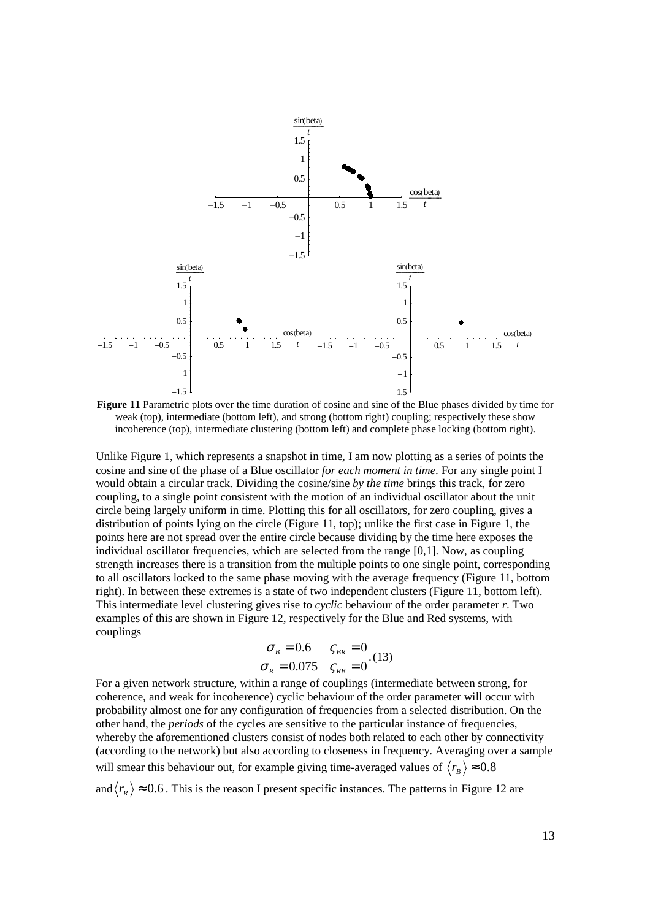**Figure 11** Parametric plots over the time duration of cosine and sine of the Blue phases divided by time for weak (top), intermediate (bottom left), and strong (bottom right) coupling; respectively these show incoherence (top), intermediate clustering (bottom left) and complete phase locking (bottom right).

Unlike Figure 1, which represents a snapshot in time, I am now plotting as a series of points the cosine and sine of the phase of a Blue oscillator *for each moment in time*. For any single point I would obtain a circular track. Dividing the cosine/sine *by the time* brings this track, for zero coupling, to a single point consistent with the motion of an individual oscillator about the unit circle being largely uniform in time. Plotting this for all oscillators, for zero coupling, gives a distribution of points lying on the circle (Figure 11, top); unlike the first case in Figure 1, the points here are not spread over the entire circle because dividing by the time here exposes the individual oscillator frequencies, which are selected from the range [0,1]. Now, as coupling strength increases there is a transition from the multiple points to one single point, corresponding to all oscillators locked to the same phase moving with the average frequency (Figure 11, bottom right). In between these extremes is a state of two independent clusters (Figure 11, bottom left). This intermediate level clustering gives rise to *cyclic* behaviour of the order parameter *r*. Two examples of this are shown in Figure 12, respectively for the Blue and Red systems, with couplings

$$\begin{array}{ll} \sigma_B = 0.6 & \varsigma_{BR} = 0 \\ \sigma_R = 0.075 & \varsigma_{RB} = 0 \end{array} . \quad (13)$$

For a given network structure, within a range of couplings (intermediate between strong, for coherence, and weak for incoherence) cyclic behaviour of the order parameter will occur with probability almost one for any configuration of frequencies from a selected distribution. On the other hand, the *periods* of the cycles are sensitive to the particular instance of frequencies, whereby the aforementioned clusters consist of nodes both related to each other by connectivity (according to the network) but also according to closeness in frequency. Averaging over a sample will smear this behaviour out, for example giving time-averaged values of $\langle r_B \rangle \approx 0.8$ and $\langle r_R \rangle \approx 0.6$. This is the reason I present specific instances. The patterns in Figure 12 are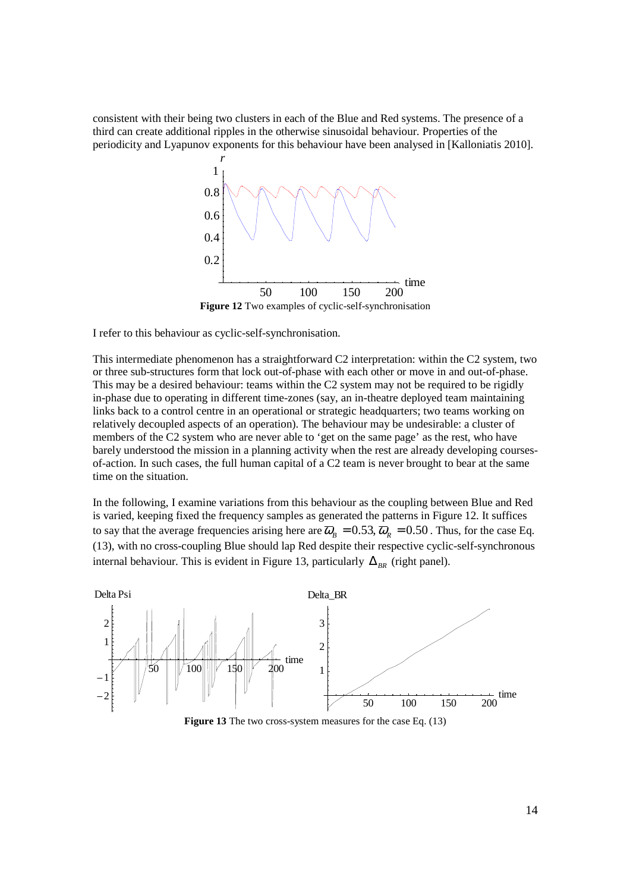consistent with their being two clusters in each of the Blue and Red systems. The presence of a third can create additional ripples in the otherwise sinusoidal behaviour. Properties of the periodicity and Lyapunov exponents for this behaviour have been analysed in [Kalloniatis 2010].

**Figure 12** Two examples of cyclic-self-synchronisation

I refer to this behaviour as cyclic-self-synchronisation.

This intermediate phenomenon has a straightforward C2 interpretation: within the C2 system, two or three sub-structures form that lock out-of-phase with each other or move in and out-of-phase. This may be a desired behaviour: teams within the C2 system may not be required to be rigidly in-phase due to operating in different time-zones (say, an in-theatre deployed team maintaining links back to a control centre in an operational or strategic headquarters; two teams working on relatively decoupled aspects of an operation). The behaviour may be undesirable: a cluster of members of the C2 system who are never able to 'get on the same page' as the rest, who have barely understood the mission in a planning activity when the rest are already developing courses-of-action. In such cases, the full human capital of a C2 team is never brought to bear at the same time on the situation.

In the following, I examine variations from this behaviour as the coupling between Blue and Red is varied, keeping fixed the frequency samples as generated the patterns in Figure 12. It suffices to say that the average frequencies arising here are $\bar{\omega}_B = 0.53, \bar{\omega}_R = 0.50$. Thus, for the case Eq. (13), with no cross-coupling Blue should lap Red despite their respective cyclic-self-synchronous internal behaviour. This is evident in Figure 13, particularly $\Delta_{BR}$ (right panel).

**Figure 13** The two cross-system measures for the case Eq. (13)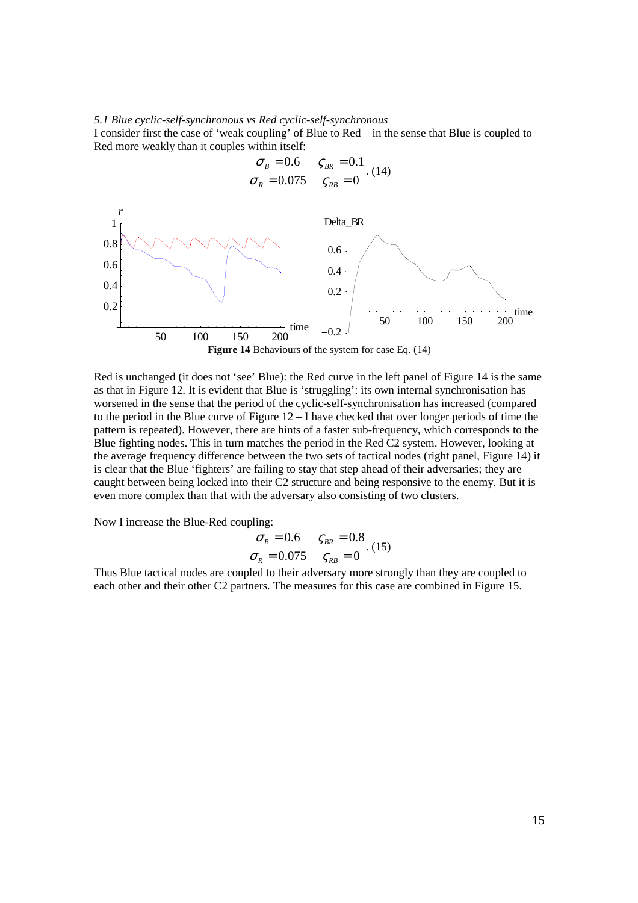*5.1 Blue cyclic-self-synchronous vs Red cyclic-self-synchronous*

I consider first the case of 'weak coupling' of Blue to Red – in the sense that Blue is coupled to Red more weakly than it couples within itself:

$$\begin{array}{ll} \sigma_B = 0.6 & \varsigma_{BR} = 0.1 \\ \sigma_R = 0.075 & \varsigma_{RB} = 0 \end{array} . \quad (14)$$

**Figure 14** Behaviours of the system for case Eq. (14)

Red is unchanged (it does not 'see' Blue): the Red curve in the left panel of Figure 14 is the same as that in Figure 12. It is evident that Blue is 'struggling': its own internal synchronisation has worsened in the sense that the period of the cyclic-self-synchronisation has increased (compared to the period in the Blue curve of Figure 12 – I have checked that over longer periods of time the pattern is repeated). However, there are hints of a faster sub-frequency, which corresponds to the Blue fighting nodes. This in turn matches the period in the Red C2 system. However, looking at the average frequency difference between the two sets of tactical nodes (right panel, Figure 14) it is clear that the Blue 'fighters' are failing to stay that step ahead of their adversaries; they are caught between being locked into their C2 structure and being responsive to the enemy. But it is even more complex than that with the adversary also consisting of two clusters.

Now I increase the Blue-Red coupling:

$$\begin{array}{ll} \sigma_B = 0.6 & \varsigma_{BR} = 0.8 \\ \sigma_R = 0.075 & \varsigma_{RB} = 0 \end{array} . \quad (15)$$

Thus Blue tactical nodes are coupled to their adversary more strongly than they are coupled to each other and their other C2 partners. The measures for this case are combined in Figure 15.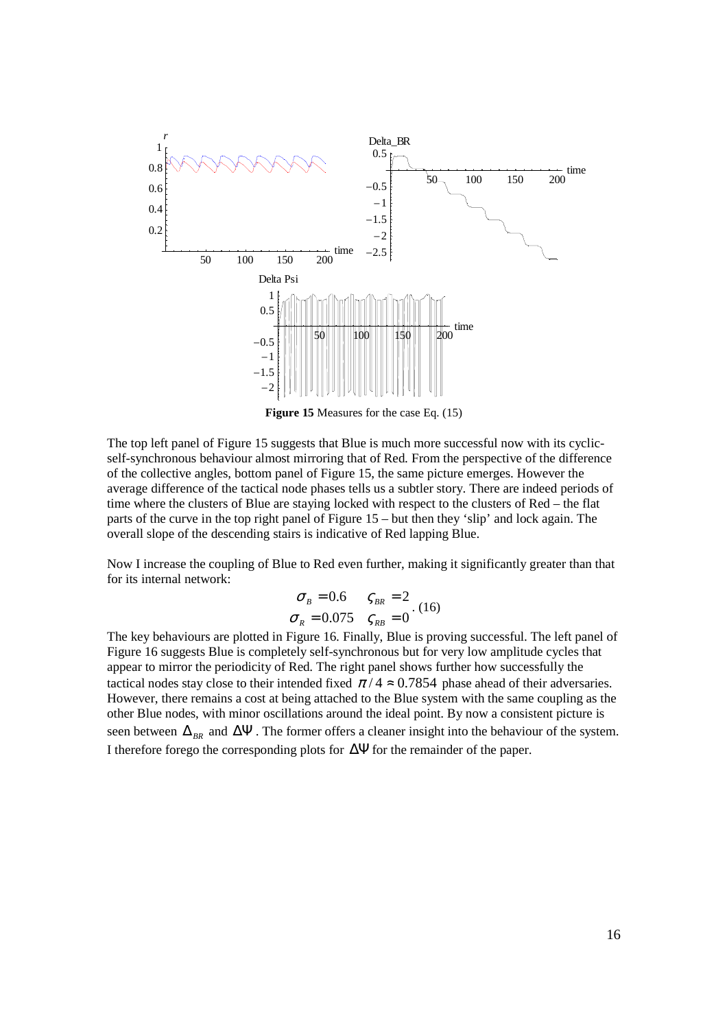**Figure 15** Measures for the case Eq. (15)

The top left panel of Figure 15 suggests that Blue is much more successful now with its cyclic-self-synchronous behaviour almost mirroring that of Red. From the perspective of the difference of the collective angles, bottom panel of Figure 15, the same picture emerges. However the average difference of the tactical node phases tells us a subtler story. There are indeed periods of time where the clusters of Blue are staying locked with respect to the clusters of Red – the flat parts of the curve in the top right panel of Figure 15 – but then they 'slip' and lock again. The overall slope of the descending stairs is indicative of Red lapping Blue.

Now I increase the coupling of Blue to Red even further, making it significantly greater than that for its internal network:

$$\begin{array}{ll} \sigma_B = 0.6 & \varsigma_{BR} = 2 \\ \sigma_R = 0.075 & \varsigma_{RB} = 0 \end{array}. \quad (16)$$

The key behaviours are plotted in Figure 16. Finally, Blue is proving successful. The left panel of Figure 16 suggests Blue is completely self-synchronous but for very low amplitude cycles that appear to mirror the periodicity of Red. The right panel shows further how successfully the tactical nodes stay close to their intended fixed $\pi/4 \approx 0.7854$ phase ahead of their adversaries. However, there remains a cost at being attached to the Blue system with the same coupling as the other Blue nodes, with minor oscillations around the ideal point. By now a consistent picture is seen between $\Delta_{BR}$ and $\Delta\Psi$. The former offers a cleaner insight into the behaviour of the system. I therefore forego the corresponding plots for $\Delta\Psi$ for the remainder of the paper.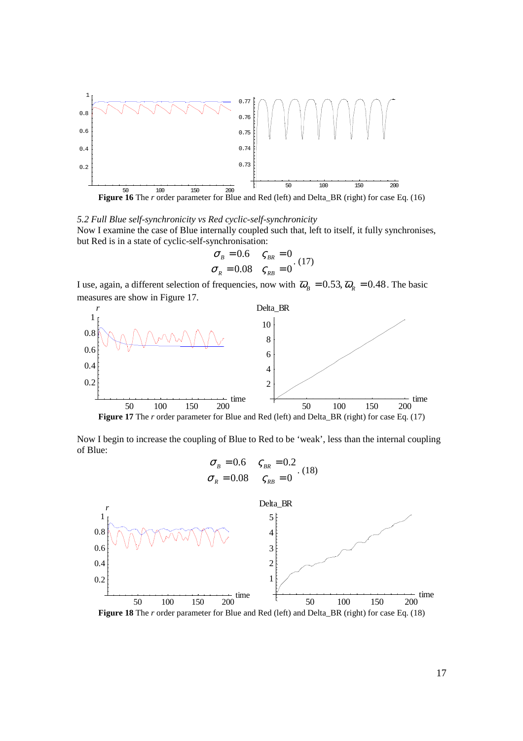**Figure 16** The *r* order parameter for Blue and Red (left) and Delta_BR (right) for case Eq. (16)

*5.2 Full Blue self-synchronicity vs Red cyclic-self-synchronicity*

Now I examine the case of Blue internally coupled such that, left to itself, it fully synchronises, but Red is in a state of cyclic-self-synchronisation:

$$\begin{array}{ll} \sigma_B = 0.6 & \varsigma_{BR} = 0 \\ \sigma_R = 0.08 & \varsigma_{RB} = 0 \end{array} . \quad (17)$$

I use, again, a different selection of frequencies, now with $\bar{\omega}_B = 0.53, \bar{\omega}_R = 0.48$. The basic measures are show in Figure 17.

**Figure 17** The *r* order parameter for Blue and Red (left) and Delta_BR (right) for case Eq. (17)

Now I begin to increase the coupling of Blue to Red to be 'weak', less than the internal coupling of Blue:

$$\begin{array}{ll} \sigma_B = 0.6 & \varsigma_{BR} = 0.2 \\ \sigma_R = 0.08 & \varsigma_{RB} = 0 \end{array} . \quad (18)$$

**Figure 18** The *r* order parameter for Blue and Red (left) and Delta_BR (right) for case Eq. (18)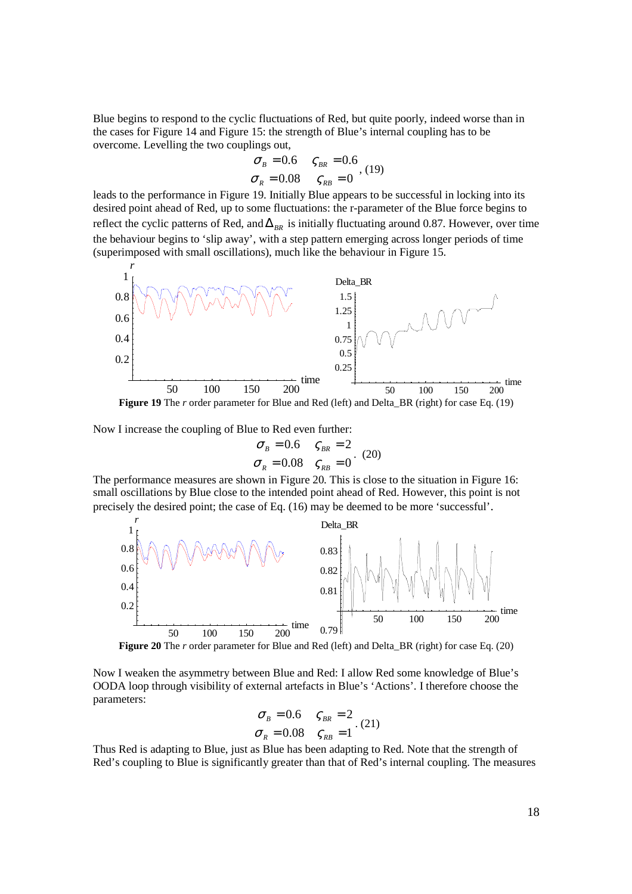Blue begins to respond to the cyclic fluctuations of Red, but quite poorly, indeed worse than in the cases for Figure 14 and Figure 15: the strength of Blue's internal coupling has to be overcome. Levelling the two couplings out,

$$\begin{array}{ll} \sigma_B = 0.6 & \varsigma_{BR} = 0.6 \\ \sigma_R = 0.08 & \varsigma_{RB} = 0 \end{array}, \quad (19)$$

leads to the performance in Figure 19. Initially Blue appears to be successful in locking into its desired point ahead of Red, up to some fluctuations: the r-parameter of the Blue force begins to reflect the cyclic patterns of Red, and $\Delta_{BR}$ is initially fluctuating around 0.87. However, over time the behaviour begins to 'slip away', with a step pattern emerging across longer periods of time (superimposed with small oscillations), much like the behaviour in Figure 15.

**Figure 19** The *r* order parameter for Blue and Red (left) and Delta_BR (right) for case Eq. (19)

Now I increase the coupling of Blue to Red even further:

$$\begin{array}{ll} \sigma_B = 0.6 & \varsigma_{BR} = 2 \\ \sigma_R = 0.08 & \varsigma_{RB} = 0 \end{array}. \quad (20)$$

The performance measures are shown in Figure 20. This is close to the situation in Figure 16: small oscillations by Blue close to the intended point ahead of Red. However, this point is not precisely the desired point; the case of Eq. (16) may be deemed to be more 'successful'.

**Figure 20** The *r* order parameter for Blue and Red (left) and Delta_BR (right) for case Eq. (20)

Now I weaken the asymmetry between Blue and Red: I allow Red some knowledge of Blue's OODA loop through visibility of external artefacts in Blue's 'Actions'. I therefore choose the parameters:

$$\begin{array}{ll} \sigma_B = 0.6 & \varsigma_{BR} = 2 \\ \sigma_R = 0.08 & \varsigma_{RB} = 1 \end{array}. \quad (21)$$

Thus Red is adapting to Blue, just as Blue has been adapting to Red. Note that the strength of Red's coupling to Blue is significantly greater than that of Red's internal coupling. The measures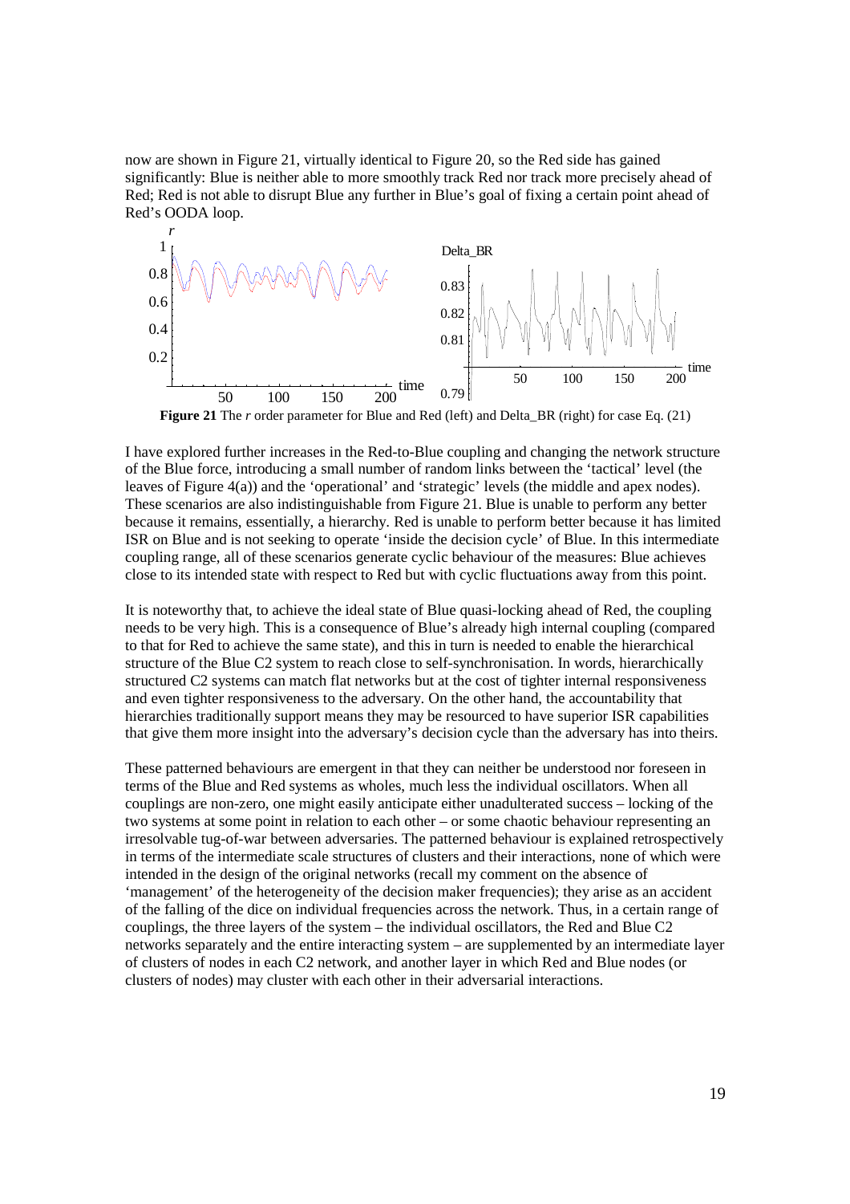now are shown in Figure 21, virtually identical to Figure 20, so the Red side has gained significantly: Blue is neither able to more smoothly track Red nor track more precisely ahead of Red; Red is not able to disrupt Blue any further in Blue's goal of fixing a certain point ahead of Red's OODA loop.

**Figure 21** The *r* order parameter for Blue and Red (left) and Delta_BR (right) for case Eq. (21)

I have explored further increases in the Red-to-Blue coupling and changing the network structure of the Blue force, introducing a small number of random links between the 'tactical' level (the leaves of Figure 4(a)) and the 'operational' and 'strategic' levels (the middle and apex nodes). These scenarios are also indistinguishable from Figure 21. Blue is unable to perform any better because it remains, essentially, a hierarchy. Red is unable to perform better because it has limited ISR on Blue and is not seeking to operate 'inside the decision cycle' of Blue. In this intermediate coupling range, all of these scenarios generate cyclic behaviour of the measures: Blue achieves close to its intended state with respect to Red but with cyclic fluctuations away from this point.

It is noteworthy that, to achieve the ideal state of Blue quasi-locking ahead of Red, the coupling needs to be very high. This is a consequence of Blue's already high internal coupling (compared to that for Red to achieve the same state), and this in turn is needed to enable the hierarchical structure of the Blue C2 system to reach close to self-synchronisation. In words, hierarchically structured C2 systems can match flat networks but at the cost of tighter internal responsiveness and even tighter responsiveness to the adversary. On the other hand, the accountability that hierarchies traditionally support means they may be resourced to have superior ISR capabilities that give them more insight into the adversary's decision cycle than the adversary has into theirs.

These patterned behaviours are emergent in that they can neither be understood nor foreseen in terms of the Blue and Red systems as wholes, much less the individual oscillators. When all couplings are non-zero, one might easily anticipate either unadulterated success – locking of the two systems at some point in relation to each other – or some chaotic behaviour representing an irresolvable tug-of-war between adversaries. The patterned behaviour is explained retrospectively in terms of the intermediate scale structures of clusters and their interactions, none of which were intended in the design of the original networks (recall my comment on the absence of 'management' of the heterogeneity of the decision maker frequencies); they arise as an accident of the falling of the dice on individual frequencies across the network. Thus, in a certain range of couplings, the three layers of the system – the individual oscillators, the Red and Blue C2 networks separately and the entire interacting system – are supplemented by an intermediate layer of clusters of nodes in each C2 network, and another layer in which Red and Blue nodes (or clusters of nodes) may cluster with each other in their adversarial interactions.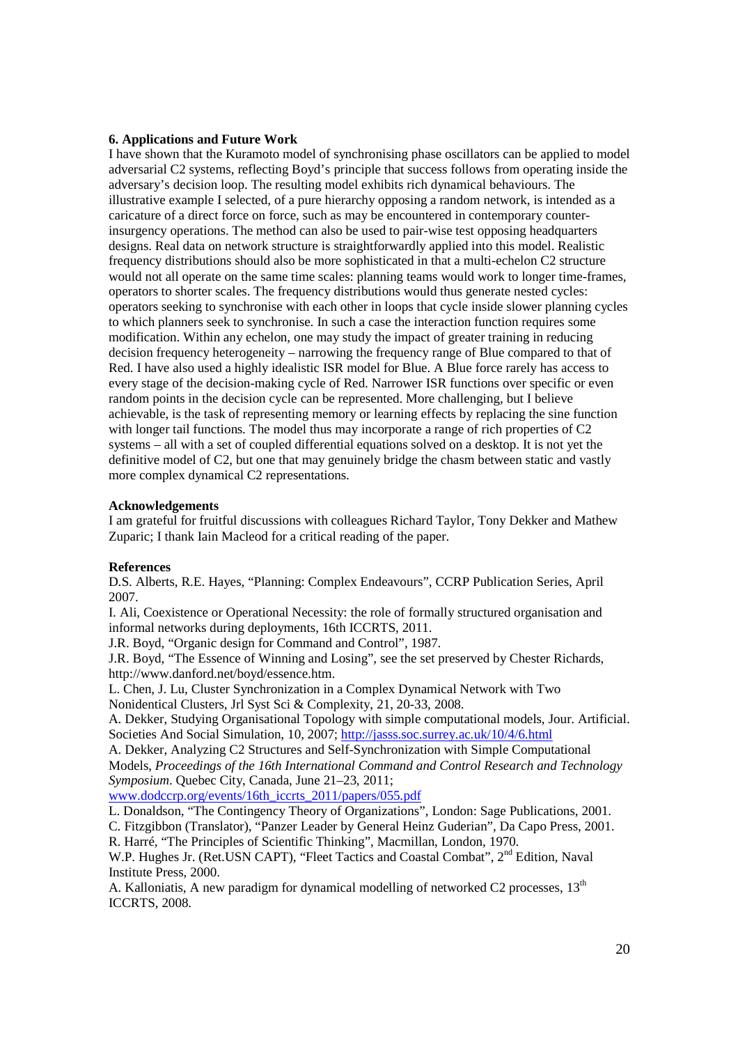### 6. Applications and Future Work

I have shown that the Kuramoto model of synchronising phase oscillators can be applied to model adversarial C2 systems, reflecting Boyd's principle that success follows from operating inside the adversary's decision loop. The resulting model exhibits rich dynamical behaviours. The illustrative example I selected, of a pure hierarchy opposing a random network, is intended as a caricature of a direct force on force, such as may be encountered in contemporary counter-insurgency operations. The method can also be used to pair-wise test opposing headquarters designs. Real data on network structure is straightforwardly applied into this model. Realistic frequency distributions should also be more sophisticated in that a multi-echelon C2 structure would not all operate on the same time scales: planning teams would work to longer time-frames, operators to shorter scales. The frequency distributions would thus generate nested cycles: operators seeking to synchronise with each other in loops that cycle inside slower planning cycles to which planners seek to synchronise. In such a case the interaction function requires some modification. Within any echelon, one may study the impact of greater training in reducing decision frequency heterogeneity – narrowing the frequency range of Blue compared to that of Red. I have also used a highly idealistic ISR model for Blue. A Blue force rarely has access to every stage of the decision-making cycle of Red. Narrower ISR functions over specific or even random points in the decision cycle can be represented. More challenging, but I believe achievable, is the task of representing memory or learning effects by replacing the sine function with longer tail functions. The model thus may incorporate a range of rich properties of C2 systems – all with a set of coupled differential equations solved on a desktop. It is not yet the definitive model of C2, but one that may genuinely bridge the chasm between static and vastly more complex dynamical C2 representations.

### Acknowledgements

I am grateful for fruitful discussions with colleagues Richard Taylor, Tony Dekker and Mathew Zuparic; I thank Iain Macleod for a critical reading of the paper.

### References

D.S. Alberts, R.E. Hayes, "Planning: Complex Endeavours", CCRP Publication Series, April 2007.

I. Ali, Coexistence or Operational Necessity: the role of formally structured organisation and informal networks during deployments, 16th ICCRTS, 2011.

J.R. Boyd, "Organic design for Command and Control", 1987.

J.R. Boyd, "The Essence of Winning and Losing", see the set preserved by Chester Richards, http://www.danford.net/boyd/essence.htm.

L. Chen, J. Lu, Cluster Synchronization in a Complex Dynamical Network with Two Nonidentical Clusters, Jrl Syst Sci & Complexity, 21, 20-33, 2008.

A. Dekker, Studying Organisational Topology with simple computational models, Jour. Artificial. Societies And Social Simulation, 10, 2007; http://jasss.soc.surrey.ac.uk/10/4/6.html

A. Dekker, Analyzing C2 Structures and Self-Synchronization with Simple Computational Models, *Proceedings of the 16th International Command and Control Research and Technology Symposium*. Quebec City, Canada, June 21–23, 2011; www.dodccrp.org/events/16th_iccrts_2011/papers/055.pdf

L. Donaldson, "The Contingency Theory of Organizations", London: Sage Publications, 2001.

C. Fitzgibbon (Translator), "Panzer Leader by General Heinz Guderian", Da Capo Press, 2001.

R. Harré, "The Principles of Scientific Thinking", Macmillan, London, 1970.

W.P. Hughes Jr. (Ret.USN CAPT), "Fleet Tactics and Coastal Combat", 2nd Edition, Naval Institute Press, 2000.

A. Kalloniatis, A new paradigm for dynamical modelling of networked C2 processes, 13th ICCRTS, 2008.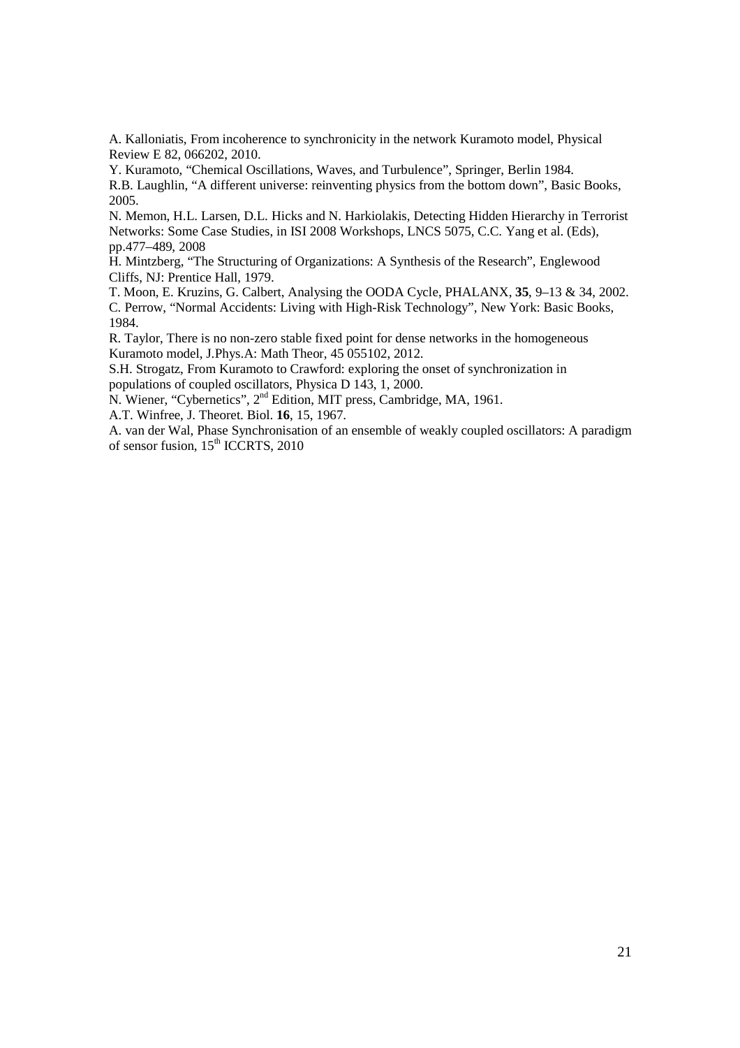A. Kalloniatis, From incoherence to synchronicity in the network Kuramoto model, Physical Review E 82, 066202, 2010.

Y. Kuramoto, "Chemical Oscillations, Waves, and Turbulence", Springer, Berlin 1984.

R.B. Laughlin, "A different universe: reinventing physics from the bottom down", Basic Books, 2005.

N. Memon, H.L. Larsen, D.L. Hicks and N. Harkiolakis, Detecting Hidden Hierarchy in Terrorist Networks: Some Case Studies, in ISI 2008 Workshops, LNCS 5075, C.C. Yang et al. (Eds), pp.477–489, 2008

H. Mintzberg, "The Structuring of Organizations: A Synthesis of the Research", Englewood Cliffs, NJ: Prentice Hall, 1979.

T. Moon, E. Kruzins, G. Calbert, Analysing the OODA Cycle, PHALANX, **35**, 9–13 & 34, 2002.

C. Perrow, "Normal Accidents: Living with High-Risk Technology", New York: Basic Books, 1984.

R. Taylor, There is no non-zero stable fixed point for dense networks in the homogeneous Kuramoto model, J.Phys.A: Math Theor, 45 055102, 2012.

S.H. Strogatz, From Kuramoto to Crawford: exploring the onset of synchronization in populations of coupled oscillators, Physica D 143, 1, 2000.

N. Wiener, "Cybernetics", 2nd Edition, MIT press, Cambridge, MA, 1961.

A.T. Winfree, J. Theoret. Biol. **16**, 15, 1967.

A. van der Wal, Phase Synchronisation of an ensemble of weakly coupled oscillators: A paradigm of sensor fusion, 15th ICCRTS, 2010